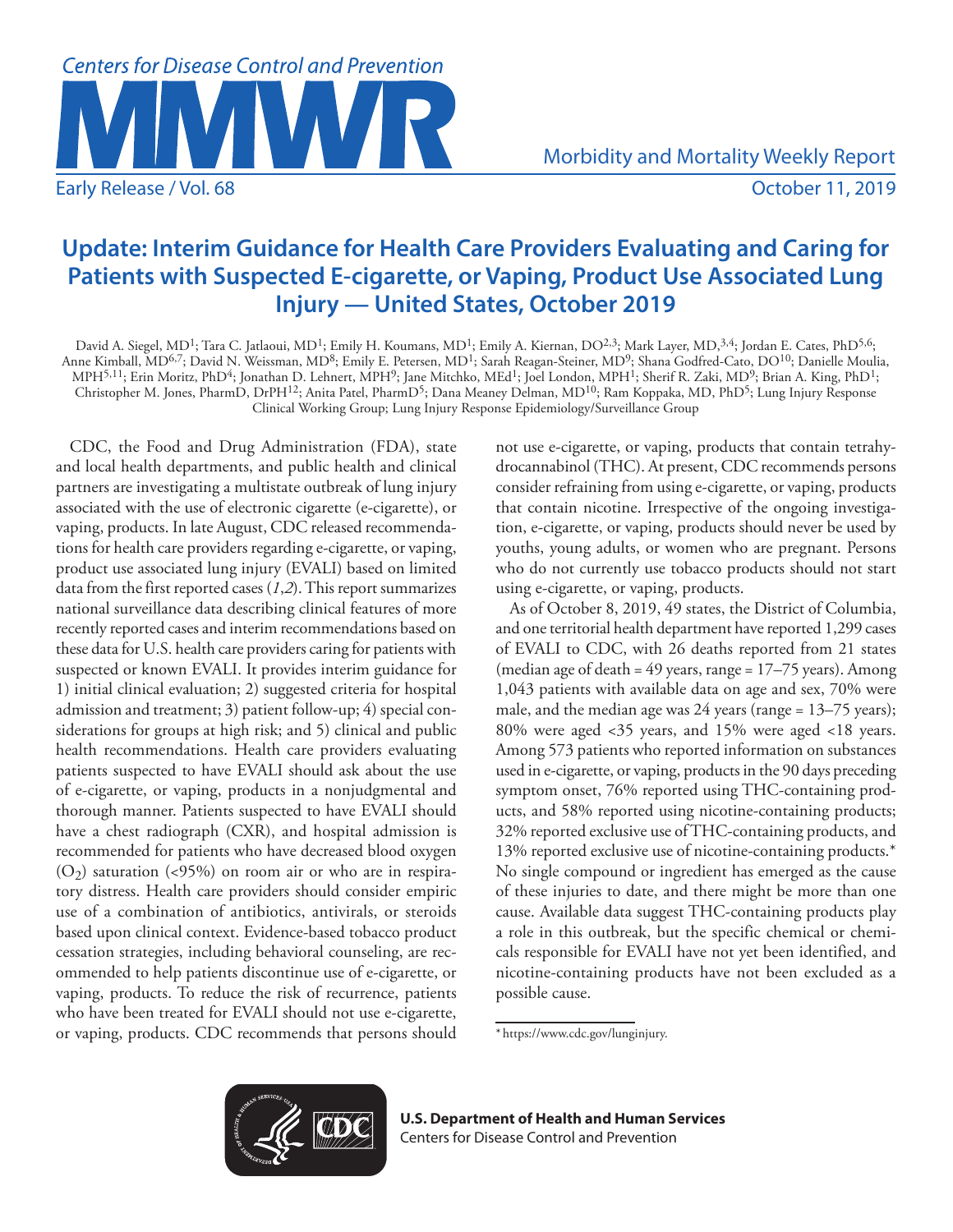# Update: Interim Guidance for Health Care Providers Evaluating and Caring for Patients with Suspected E-cigarette, or Vaping, Product Use Associated Lung Injury — United States, October 2019

David A. Siegel, MD[1]; Tara C. Jatlaoui, MD[1]; Emily H. Koumans, MD[1]; Emily A. Kiernan, DO[2,3]; Mark Layer, MD[3,4]; Jordan E. Cates, PhD[5,6]; Anne Kimball, MD[6,7]; David N. Weissman, MD[8]; Emily E. Petersen, MD[1]; Sarah Reagan-Steiner, MD[9]; Shana Godfred-Cato, DO[10]; Danielle Moulia, MPH[5,11]; Erin Moritz, PhD[4]; Jonathan D. Lehnert, MPH[9]; Jane Mitchko, MEd[1]; Joel London, MPH[1]; Sherif R. Zaki, MD[9]; Brian A. King, PhD[1]; Christopher M. Jones, PharmD, DrPH[12]; Anita Patel, PharmD[5]; Dana Meaney Delman, MD[10]; Ram Koppaka, MD, PhD[5]; Lung Injury Response Clinical Working Group; Lung Injury Response Epidemiology/Surveillance Group

CDC, the Food and Drug Administration (FDA), state and local health departments, and public health and clinical partners are investigating a multistate outbreak of lung injury associated with the use of electronic cigarette (e-cigarette), or vaping, products. In late August, CDC released recommendations for health care providers regarding e-cigarette, or vaping, product use associated lung injury (EVALI) based on limited data from the first reported cases (*1*,*2*). This report summarizes national surveillance data describing clinical features of more recently reported cases and interim recommendations based on these data for U.S. health care providers caring for patients with suspected or known EVALI. It provides interim guidance for 1) initial clinical evaluation; 2) suggested criteria for hospital admission and treatment; 3) patient follow-up; 4) special considerations for groups at high risk; and 5) clinical and public health recommendations. Health care providers evaluating patients suspected to have EVALI should ask about the use of e-cigarette, or vaping, products in a nonjudgmental and thorough manner. Patients suspected to have EVALI should have a chest radiograph (CXR), and hospital admission is recommended for patients who have decreased blood oxygen ($O_2$) saturation (<95%) on room air or who are in respiratory distress. Health care providers should consider empiric use of a combination of antibiotics, antivirals, or steroids based upon clinical context. Evidence-based tobacco product cessation strategies, including behavioral counseling, are recommended to help patients discontinue use of e-cigarette, or vaping, products. To reduce the risk of recurrence, patients who have been treated for EVALI should not use e-cigarette, or vaping, products. CDC recommends that persons should not use e-cigarette, or vaping, products that contain tetrahydrocannabinol (THC). At present, CDC recommends persons consider refraining from using e-cigarette, or vaping, products that contain nicotine. Irrespective of the ongoing investigation, e-cigarette, or vaping, products should never be used by youths, young adults, or women who are pregnant. Persons who do not currently use tobacco products should not start using e-cigarette, or vaping, products.

As of October 8, 2019, 49 states, the District of Columbia, and one territorial health department have reported 1,299 cases of EVALI to CDC, with 26 deaths reported from 21 states (median age of death = 49 years, range = 17–75 years). Among 1,043 patients with available data on age and sex, 70% were male, and the median age was 24 years (range = 13–75 years); 80% were aged <35 years, and 15% were aged <18 years. Among 573 patients who reported information on substances used in e-cigarette, or vaping, products in the 90 days preceding symptom onset, 76% reported using THC-containing products, and 58% reported using nicotine-containing products; 32% reported exclusive use of THC-containing products, and 13% reported exclusive use of nicotine-containing products.* No single compound or ingredient has emerged as the cause of these injuries to date, and there might be more than one cause. Available data suggest THC-containing products play a role in this outbreak, but the specific chemical or chemicals responsible for EVALI have not yet been identified, and nicotine-containing products have not been excluded as a possible cause.

\* https://www.cdc.gov/lunginjury.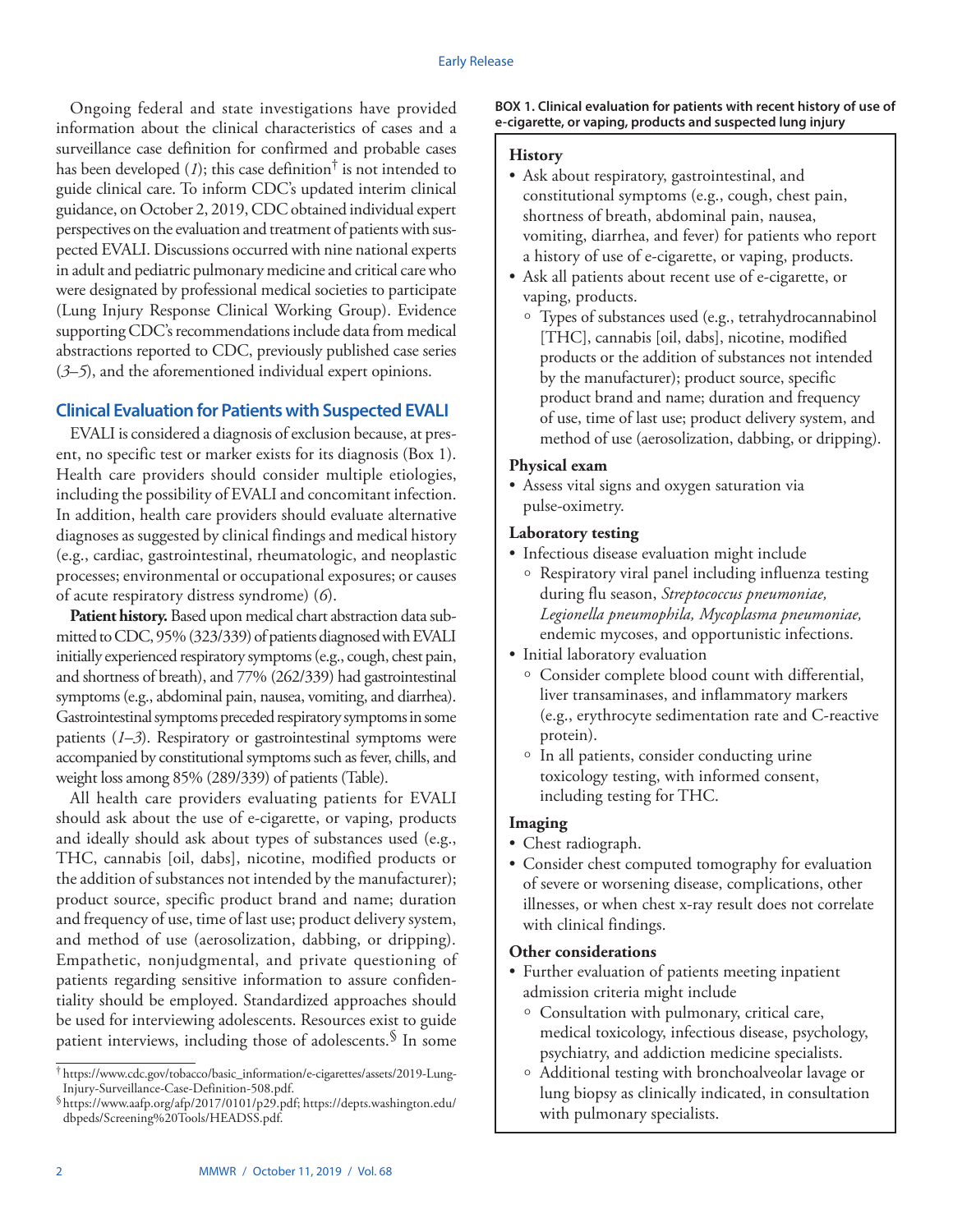Ongoing federal and state investigations have provided information about the clinical characteristics of cases and a surveillance case definition for confirmed and probable cases has been developed (*1*); this case definition[†] is not intended to guide clinical care. To inform CDC's updated interim clinical guidance, on October 2, 2019, CDC obtained individual expert perspectives on the evaluation and treatment of patients with suspected EVALI. Discussions occurred with nine national experts in adult and pediatric pulmonary medicine and critical care who were designated by professional medical societies to participate (Lung Injury Response Clinical Working Group). Evidence supporting CDC's recommendations include data from medical abstractions reported to CDC, previously published case series (*3–5*), and the aforementioned individual expert opinions.

## Clinical Evaluation for Patients with Suspected EVALI

EVALI is considered a diagnosis of exclusion because, at present, no specific test or marker exists for its diagnosis (Box 1). Health care providers should consider multiple etiologies, including the possibility of EVALI and concomitant infection. In addition, health care providers should evaluate alternative diagnoses as suggested by clinical findings and medical history (e.g., cardiac, gastrointestinal, rheumatologic, and neoplastic processes; environmental or occupational exposures; or causes of acute respiratory distress syndrome) (*6*).

**Patient history.** Based upon medical chart abstraction data submitted to CDC, 95% (323/339) of patients diagnosed with EVALI initially experienced respiratory symptoms (e.g., cough, chest pain, and shortness of breath), and 77% (262/339) had gastrointestinal symptoms (e.g., abdominal pain, nausea, vomiting, and diarrhea). Gastrointestinal symptoms preceded respiratory symptoms in some patients (*1–3*). Respiratory or gastrointestinal symptoms were accompanied by constitutional symptoms such as fever, chills, and weight loss among 85% (289/339) of patients (Table).

All health care providers evaluating patients for EVALI should ask about the use of e-cigarette, or vaping, products and ideally should ask about types of substances used (e.g., THC, cannabis [oil, dabs], nicotine, modified products or the addition of substances not intended by the manufacturer); product source, specific product brand and name; duration and frequency of use, time of last use; product delivery system, and method of use (aerosolization, dabbing, or dripping). Empathetic, nonjudgmental, and private questioning of patients regarding sensitive information to assure confidentiality should be employed. Standardized approaches should be used for interviewing adolescents. Resources exist to guide patient interviews, including those of adolescents.[§] In some

[†] https://www.cdc.gov/tobacco/basic_information/e-cigarettes/assets/2019-Lung-Injury-Surveillance-Case-Definition-508.pdf.

[§] https://www.aafp.org/afp/2017/0101/p29.pdf; https://depts.washington.edu/dbpeds/Screening%20Tools/HEADSS.pdf.

**BOX 1. Clinical evaluation for patients with recent history of use of e-cigarette, or vaping, products and suspected lung injury**

**History**

- Ask about respiratory, gastrointestinal, and constitutional symptoms (e.g., cough, chest pain, shortness of breath, abdominal pain, nausea, vomiting, diarrhea, and fever) for patients who report a history of use of e-cigarette, or vaping, products.
- Ask all patients about recent use of e-cigarette, or vaping, products.
  - Types of substances used (e.g., tetrahydrocannabinol [THC], cannabis [oil, dabs], nicotine, modified products or the addition of substances not intended by the manufacturer); product source, specific product brand and name; duration and frequency of use, time of last use; product delivery system, and method of use (aerosolization, dabbing, or dripping).

**Physical exam**

- Assess vital signs and oxygen saturation via pulse-oximetry.

**Laboratory testing**

- Infectious disease evaluation might include
  - Respiratory viral panel including influenza testing during flu season, *Streptococcus pneumoniae, Legionella pneumophila, Mycoplasma pneumoniae,* endemic mycoses, and opportunistic infections.
- Initial laboratory evaluation
  - Consider complete blood count with differential, liver transaminases, and inflammatory markers (e.g., erythrocyte sedimentation rate and C-reactive protein).
  - In all patients, consider conducting urine toxicology testing, with informed consent, including testing for THC.

**Imaging**

- Chest radiograph.
- Consider chest computed tomography for evaluation of severe or worsening disease, complications, other illnesses, or when chest x-ray result does not correlate with clinical findings.

**Other considerations**

- Further evaluation of patients meeting inpatient admission criteria might include
  - Consultation with pulmonary, critical care, medical toxicology, infectious disease, psychology, psychiatry, and addiction medicine specialists.
  - Additional testing with bronchoalveolar lavage or lung biopsy as clinically indicated, in consultation with pulmonary specialists.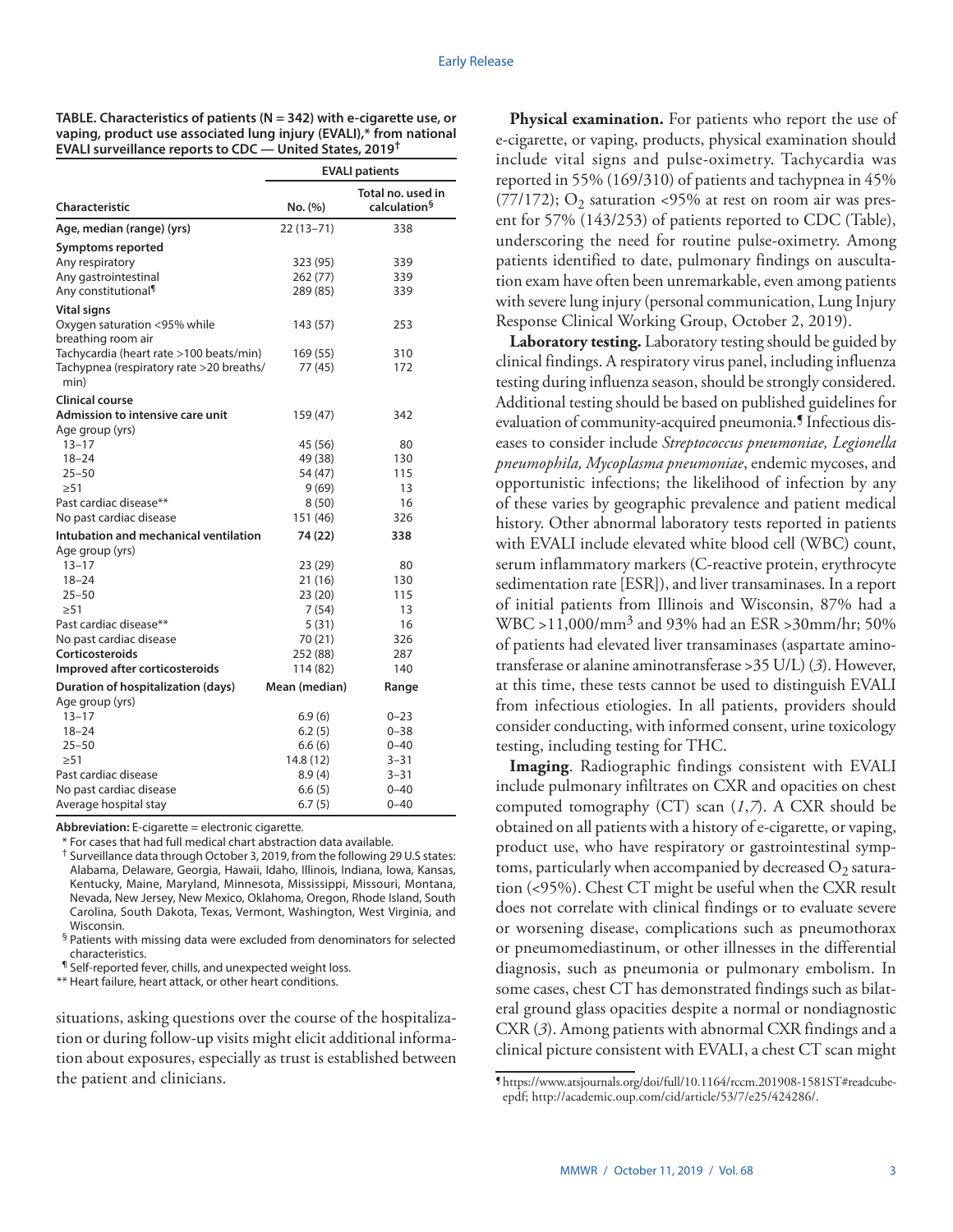**TABLE. Characteristics of patients (N = 342) with e-cigarette use, or vaping, product use associated lung injury (EVALI),* from national EVALI surveillance reports to CDC — United States, 2019[†]**

| Characteristic | EVALI patients | |
|---|---|---|
| | No. (%) | Total no. used in calculation[§] |
| **Age, median (range) (yrs)** | 22 (13–71) | 338 |
| **Symptoms reported** | | |
| Any respiratory | 323 (95) | 339 |
| Any gastrointestinal | 262 (77) | 339 |
| Any constitutional[¶] | 289 (85) | 339 |
| **Vital signs** | | |
| Oxygen saturation <95% while breathing room air | 143 (57) | 253 |
| Tachycardia (heart rate >100 beats/min) | 169 (55) | 310 |
| Tachypnea (respiratory rate >20 breaths/min) | 77 (45) | 172 |
| **Clinical course** | | |
| **Admission to intensive care unit** | 159 (47) | 342 |
| Age group (yrs) | | |
| 13–17 | 45 (56) | 80 |
| 18–24 | 49 (38) | 130 |
| 25–50 | 54 (47) | 115 |
| ≥51 | 9 (69) | 13 |
| Past cardiac disease** | 8 (50) | 16 |
| No past cardiac disease | 151 (46) | 326 |
| **Intubation and mechanical ventilation** | **74 (22)** | **338** |
| Age group (yrs) | | |
| 13–17 | 23 (29) | 80 |
| 18–24 | 21 (16) | 130 |
| 25–50 | 23 (20) | 115 |
| ≥51 | 7 (54) | 13 |
| Past cardiac disease** | 5 (31) | 16 |
| No past cardiac disease | 70 (21) | 326 |
| **Corticosteroids** | 252 (88) | 287 |
| **Improved after corticosteroids** | 114 (82) | 140 |
| **Duration of hospitalization (days)** | **Mean (median)** | **Range** |
| Age group (yrs) | | |
| 13–17 | 6.9 (6) | 0–23 |
| 18–24 | 6.2 (5) | 0–38 |
| 25–50 | 6.6 (6) | 0–40 |
| ≥51 | 14.8 (12) | 3–31 |
| Past cardiac disease | 8.9 (4) | 3–31 |
| No past cardiac disease | 6.6 (5) | 0–40 |
| Average hospital stay | 6.7 (5) | 0–40 |

**Abbreviation:** E-cigarette = electronic cigarette.

\* For cases that had full medical chart abstraction data available.

† Surveillance data through October 3, 2019, from the following 29 U.S states: Alabama, Delaware, Georgia, Hawaii, Idaho, Illinois, Indiana, Iowa, Kansas, Kentucky, Maine, Maryland, Minnesota, Mississippi, Missouri, Montana, Nevada, New Jersey, New Mexico, Oklahoma, Oregon, Rhode Island, South Carolina, South Dakota, Texas, Vermont, Washington, West Virginia, and Wisconsin.

§ Patients with missing data were excluded from denominators for selected characteristics.

¶ Self-reported fever, chills, and unexpected weight loss.

\*\* Heart failure, heart attack, or other heart conditions.

situations, asking questions over the course of the hospitalization or during follow-up visits might elicit additional information about exposures, especially as trust is established between the patient and clinicians.

**Physical examination.** For patients who report the use of e-cigarette, or vaping, products, physical examination should include vital signs and pulse-oximetry. Tachycardia was reported in 55% (169/310) of patients and tachypnea in 45% (77/172); $O_2$ saturation <95% at rest on room air was present for 57% (143/253) of patients reported to CDC (Table), underscoring the need for routine pulse-oximetry. Among patients identified to date, pulmonary findings on auscultation exam have often been unremarkable, even among patients with severe lung injury (personal communication, Lung Injury Response Clinical Working Group, October 2, 2019).

**Laboratory testing.** Laboratory testing should be guided by clinical findings. A respiratory virus panel, including influenza testing during influenza season, should be strongly considered. Additional testing should be based on published guidelines for evaluation of community-acquired pneumonia.[¶] Infectious diseases to consider include *Streptococcus pneumoniae, Legionella pneumophila, Mycoplasma pneumoniae*, endemic mycoses, and opportunistic infections; the likelihood of infection by any of these varies by geographic prevalence and patient medical history. Other abnormal laboratory tests reported in patients with EVALI include elevated white blood cell (WBC) count, serum inflammatory markers (C-reactive protein, erythrocyte sedimentation rate [ESR]), and liver transaminases. In a report of initial patients from Illinois and Wisconsin, 87% had a WBC >11,000/$mm^3$ and 93% had an ESR >30mm/hr; 50% of patients had elevated liver transaminases (aspartate aminotransferase or alanine aminotransferase >35 U/L) (*3*). However, at this time, these tests cannot be used to distinguish EVALI from infectious etiologies. In all patients, providers should consider conducting, with informed consent, urine toxicology testing, including testing for THC.

**Imaging**. Radiographic findings consistent with EVALI include pulmonary infiltrates on CXR and opacities on chest computed tomography (CT) scan (*1*,*7*). A CXR should be obtained on all patients with a history of e-cigarette, or vaping, product use, who have respiratory or gastrointestinal symptoms, particularly when accompanied by decreased $O_2$ saturation (<95%). Chest CT might be useful when the CXR result does not correlate with clinical findings or to evaluate severe or worsening disease, complications such as pneumothorax or pneumomediastinum, or other illnesses in the differential diagnosis, such as pneumonia or pulmonary embolism. In some cases, chest CT has demonstrated findings such as bilateral ground glass opacities despite a normal or nondiagnostic CXR (*3*). Among patients with abnormal CXR findings and a clinical picture consistent with EVALI, a chest CT scan might

¶ https://www.atsjournals.org/doi/full/10.1164/rccm.201908-1581ST#readcube-epdf; http://academic.oup.com/cid/article/53/7/e25/424286/.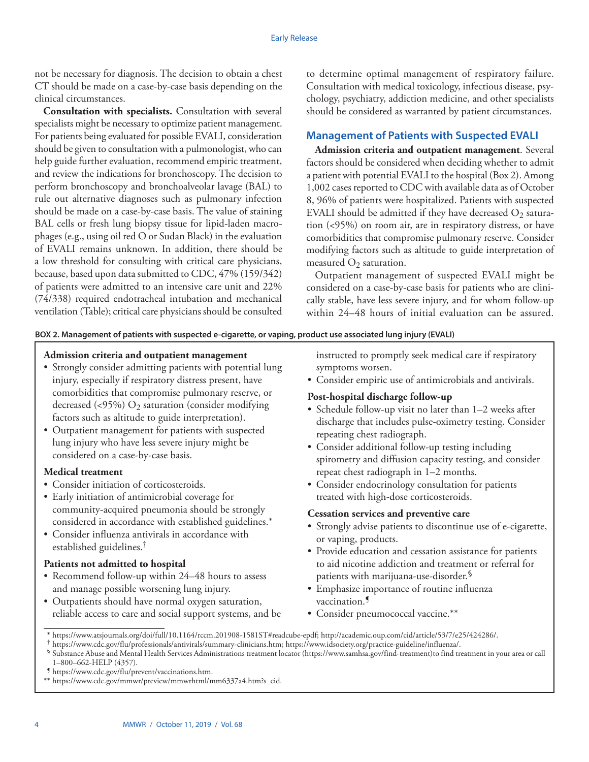not be necessary for diagnosis. The decision to obtain a chest CT should be made on a case-by-case basis depending on the clinical circumstances.

**Consultation with specialists.** Consultation with several specialists might be necessary to optimize patient management. For patients being evaluated for possible EVALI, consideration should be given to consultation with a pulmonologist, who can help guide further evaluation, recommend empiric treatment, and review the indications for bronchoscopy. The decision to perform bronchoscopy and bronchoalveolar lavage (BAL) to rule out alternative diagnoses such as pulmonary infection should be made on a case-by-case basis. The value of staining BAL cells or fresh lung biopsy tissue for lipid-laden macrophages (e.g., using oil red O or Sudan Black) in the evaluation of EVALI remains unknown. In addition, there should be a low threshold for consulting with critical care physicians, because, based upon data submitted to CDC, 47% (159/342) of patients were admitted to an intensive care unit and 22% (74/338) required endotracheal intubation and mechanical ventilation (Table); critical care physicians should be consulted to determine optimal management of respiratory failure. Consultation with medical toxicology, infectious disease, psychology, psychiatry, addiction medicine, and other specialists should be considered as warranted by patient circumstances.

## Management of Patients with Suspected EVALI

**Admission criteria and outpatient management**. Several factors should be considered when deciding whether to admit a patient with potential EVALI to the hospital (Box 2). Among 1,002 cases reported to CDC with available data as of October 8, 96% of patients were hospitalized. Patients with suspected EVALI should be admitted if they have decreased $O_2$ saturation (<95%) on room air, are in respiratory distress, or have comorbidities that compromise pulmonary reserve. Consider modifying factors such as altitude to guide interpretation of measured $O_2$ saturation.

Outpatient management of suspected EVALI might be considered on a case-by-case basis for patients who are clinically stable, have less severe injury, and for whom follow-up within 24–48 hours of initial evaluation can be assured.

**BOX 2. Management of patients with suspected e-cigarette, or vaping, product use associated lung injury (EVALI)**

**Admission criteria and outpatient management**

- Strongly consider admitting patients with potential lung injury, especially if respiratory distress present, have comorbidities that compromise pulmonary reserve, or decreased (<95%) $O_2$ saturation (consider modifying factors such as altitude to guide interpretation).
- Outpatient management for patients with suspected lung injury who have less severe injury might be considered on a case-by-case basis.

**Medical treatment**

- Consider initiation of corticosteroids.
- Early initiation of antimicrobial coverage for community-acquired pneumonia should be strongly considered in accordance with established guidelines.*
- Consider influenza antivirals in accordance with established guidelines.†

**Patients not admitted to hospital**

- Recommend follow-up within 24–48 hours to assess and manage possible worsening lung injury.
- Outpatients should have normal oxygen saturation, reliable access to care and social support systems, and be instructed to promptly seek medical care if respiratory symptoms worsen.
- Consider empiric use of antimicrobials and antivirals.

**Post-hospital discharge follow-up**

- Schedule follow-up visit no later than 1–2 weeks after discharge that includes pulse-oximetry testing. Consider repeating chest radiograph.
- Consider additional follow-up testing including spirometry and diffusion capacity testing, and consider repeat chest radiograph in 1–2 months.
- Consider endocrinology consultation for patients treated with high-dose corticosteroids.

**Cessation services and preventive care**

- Strongly advise patients to discontinue use of e-cigarette, or vaping, products.
- Provide education and cessation assistance for patients to aid nicotine addiction and treatment or referral for patients with marijuana-use-disorder.§
- Emphasize importance of routine influenza vaccination.¶
- Consider pneumococcal vaccine.**

\* https://www.atsjournals.org/doi/full/10.1164/rccm.201908-1581ST#readcube-epdf; http://academic.oup.com/cid/article/53/7/e25/424286/.

† https://www.cdc.gov/flu/professionals/antivirals/summary-clinicians.htm; https://www.idsociety.org/practice-guideline/influenza/.

§ Substance Abuse and Mental Health Services Administrations treatment locator (https://www.samhsa.gov/find-treatment)to find treatment in your area or call 1–800–662-HELP (4357).

¶ https://www.cdc.gov/flu/prevent/vaccinations.htm.

** https://www.cdc.gov/mmwr/preview/mmwrhtml/mm6337a4.htm?s_cid.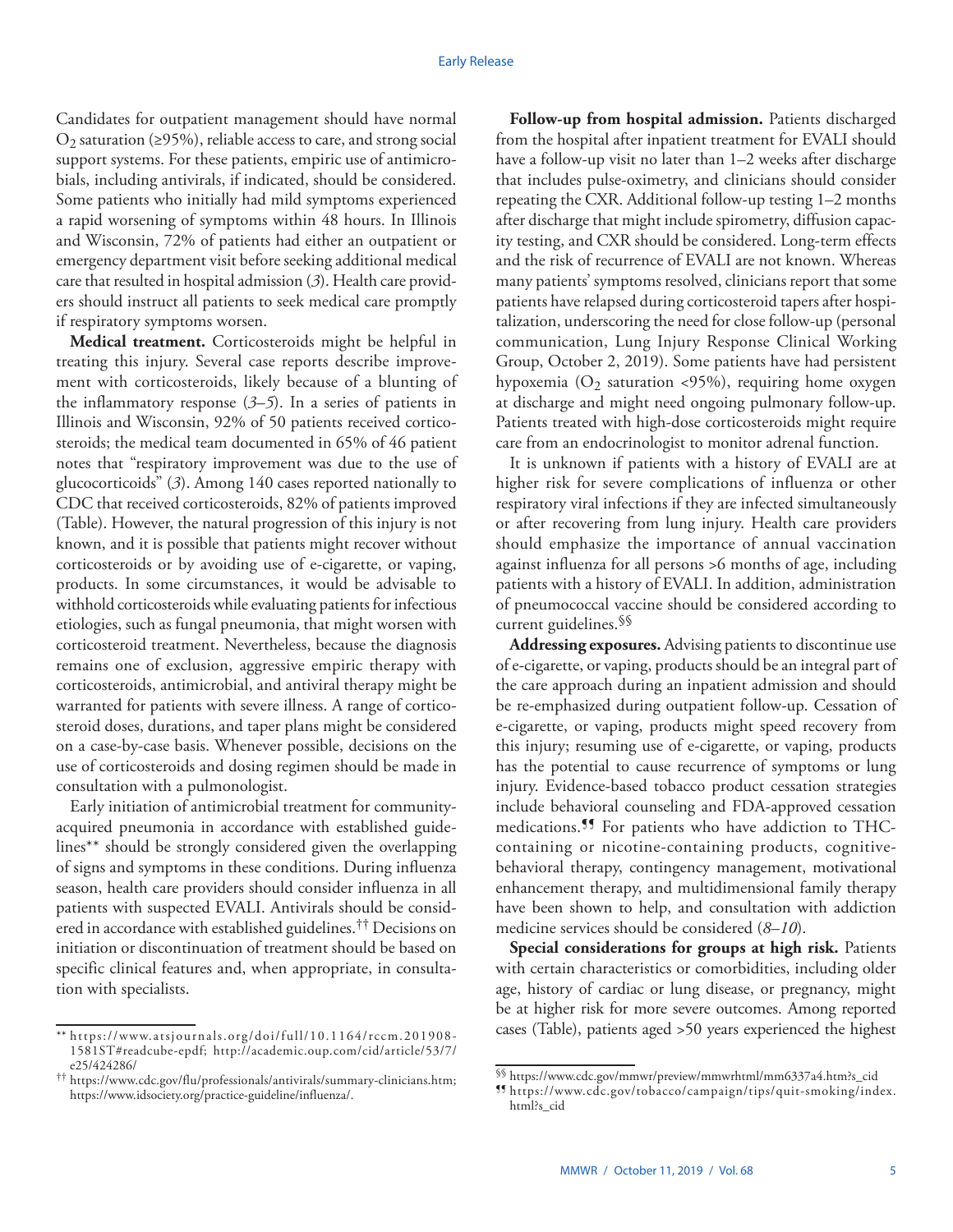Candidates for outpatient management should have normal $O_2$ saturation (≥95%), reliable access to care, and strong social support systems. For these patients, empiric use of antimicrobials, including antivirals, if indicated, should be considered. Some patients who initially had mild symptoms experienced a rapid worsening of symptoms within 48 hours. In Illinois and Wisconsin, 72% of patients had either an outpatient or emergency department visit before seeking additional medical care that resulted in hospital admission (*3*). Health care providers should instruct all patients to seek medical care promptly if respiratory symptoms worsen.

**Medical treatment.** Corticosteroids might be helpful in treating this injury. Several case reports describe improvement with corticosteroids, likely because of a blunting of the inflammatory response (*3–5*). In a series of patients in Illinois and Wisconsin, 92% of 50 patients received corticosteroids; the medical team documented in 65% of 46 patient notes that "respiratory improvement was due to the use of glucocorticoids" (*3*). Among 140 cases reported nationally to CDC that received corticosteroids, 82% of patients improved (Table). However, the natural progression of this injury is not known, and it is possible that patients might recover without corticosteroids or by avoiding use of e-cigarette, or vaping, products. In some circumstances, it would be advisable to withhold corticosteroids while evaluating patients for infectious etiologies, such as fungal pneumonia, that might worsen with corticosteroid treatment. Nevertheless, because the diagnosis remains one of exclusion, aggressive empiric therapy with corticosteroids, antimicrobial, and antiviral therapy might be warranted for patients with severe illness. A range of corticosteroid doses, durations, and taper plans might be considered on a case-by-case basis. Whenever possible, decisions on the use of corticosteroids and dosing regimen should be made in consultation with a pulmonologist.

Early initiation of antimicrobial treatment for community-acquired pneumonia in accordance with established guidelines** should be strongly considered given the overlapping of signs and symptoms in these conditions. During influenza season, health care providers should consider influenza in all patients with suspected EVALI. Antivirals should be considered in accordance with established guidelines.†† Decisions on initiation or discontinuation of treatment should be based on specific clinical features and, when appropriate, in consultation with specialists.

**Follow-up from hospital admission.** Patients discharged from the hospital after inpatient treatment for EVALI should have a follow-up visit no later than 1–2 weeks after discharge that includes pulse-oximetry, and clinicians should consider repeating the CXR. Additional follow-up testing 1–2 months after discharge that might include spirometry, diffusion capacity testing, and CXR should be considered. Long-term effects and the risk of recurrence of EVALI are not known. Whereas many patients' symptoms resolved, clinicians report that some patients have relapsed during corticosteroid tapers after hospitalization, underscoring the need for close follow-up (personal communication, Lung Injury Response Clinical Working Group, October 2, 2019). Some patients have had persistent hypoxemia ($O_2$ saturation <95%), requiring home oxygen at discharge and might need ongoing pulmonary follow-up. Patients treated with high-dose corticosteroids might require care from an endocrinologist to monitor adrenal function.

It is unknown if patients with a history of EVALI are at higher risk for severe complications of influenza or other respiratory viral infections if they are infected simultaneously or after recovering from lung injury. Health care providers should emphasize the importance of annual vaccination against influenza for all persons >6 months of age, including patients with a history of EVALI. In addition, administration of pneumococcal vaccine should be considered according to current guidelines.§§

**Addressing exposures.** Advising patients to discontinue use of e-cigarette, or vaping, products should be an integral part of the care approach during an inpatient admission and should be re-emphasized during outpatient follow-up. Cessation of e-cigarette, or vaping, products might speed recovery from this injury; resuming use of e-cigarette, or vaping, products has the potential to cause recurrence of symptoms or lung injury. Evidence-based tobacco product cessation strategies include behavioral counseling and FDA-approved cessation medications.¶¶ For patients who have addiction to THC-containing or nicotine-containing products, cognitive-behavioral therapy, contingency management, motivational enhancement therapy, and multidimensional family therapy have been shown to help, and consultation with addiction medicine services should be considered (*8–10*).

**Special considerations for groups at high risk.** Patients with certain characteristics or comorbidities, including older age, history of cardiac or lung disease, or pregnancy, might be at higher risk for more severe outcomes. Among reported cases (Table), patients aged >50 years experienced the highest

---

** https://www.atsjournals.org/doi/full/10.1164/rccm.201908-1581ST#readcube-epdf; http://academic.oup.com/cid/article/53/7/e25/424286/

†† https://www.cdc.gov/flu/professionals/antivirals/summary-clinicians.htm; https://www.idsociety.org/practice-guideline/influenza/.

§§ https://www.cdc.gov/mmwr/preview/mmwrhtml/mm6337a4.htm?s_cid

¶¶ https://www.cdc.gov/tobacco/campaign/tips/quit-smoking/index.html?s_cid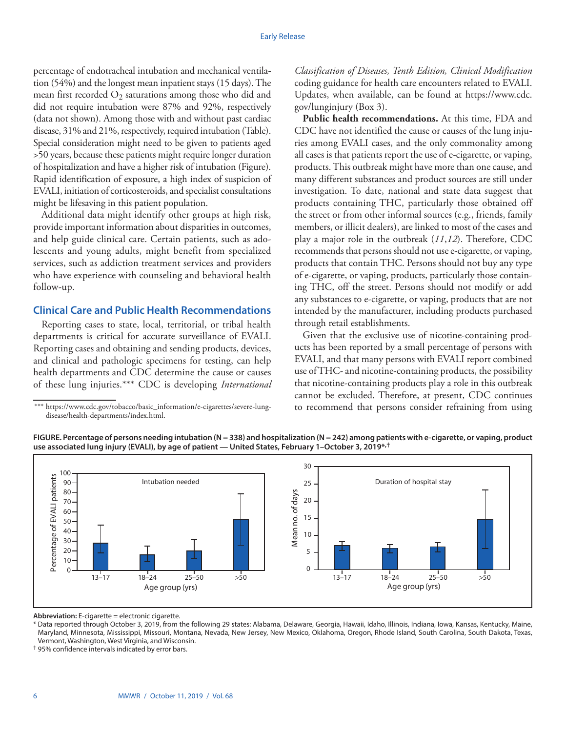percentage of endotracheal intubation and mechanical ventilation (54%) and the longest mean inpatient stays (15 days). The mean first recorded $O_2$ saturations among those who did and did not require intubation were 87% and 92%, respectively (data not shown). Among those with and without past cardiac disease, 31% and 21%, respectively, required intubation (Table). Special consideration might need to be given to patients aged >50 years, because these patients might require longer duration of hospitalization and have a higher risk of intubation (Figure). Rapid identification of exposure, a high index of suspicion of EVALI, initiation of corticosteroids, and specialist consultations might be lifesaving in this patient population.

Additional data might identify other groups at high risk, provide important information about disparities in outcomes, and help guide clinical care. Certain patients, such as adolescents and young adults, might benefit from specialized services, such as addiction treatment services and providers who have experience with counseling and behavioral health follow-up.

## Clinical Care and Public Health Recommendations

Reporting cases to state, local, territorial, or tribal health departments is critical for accurate surveillance of EVALI. Reporting cases and obtaining and sending products, devices, and clinical and pathologic specimens for testing, can help health departments and CDC determine the cause or causes of these lung injuries.*** CDC is developing *International Classification of Diseases, Tenth Edition, Clinical Modification* coding guidance for health care encounters related to EVALI. Updates, when available, can be found at https://www.cdc.gov/lunginjury (Box 3).

**Public health recommendations.** At this time, FDA and CDC have not identified the cause or causes of the lung injuries among EVALI cases, and the only commonality among all cases is that patients report the use of e-cigarette, or vaping, products. This outbreak might have more than one cause, and many different substances and product sources are still under investigation. To date, national and state data suggest that products containing THC, particularly those obtained off the street or from other informal sources (e.g., friends, family members, or illicit dealers), are linked to most of the cases and play a major role in the outbreak (*11*,*12*). Therefore, CDC recommends that persons should not use e-cigarette, or vaping, products that contain THC. Persons should not buy any type of e-cigarette, or vaping, products, particularly those containing THC, off the street. Persons should not modify or add any substances to e-cigarette, or vaping, products that are not intended by the manufacturer, including products purchased through retail establishments.

Given that the exclusive use of nicotine-containing products has been reported by a small percentage of persons with EVALI, and that many persons with EVALI report combined use of THC- and nicotine-containing products, the possibility that nicotine-containing products play a role in this outbreak cannot be excluded. Therefore, at present, CDC continues to recommend that persons consider refraining from using

*** https://www.cdc.gov/tobacco/basic_information/e-cigarettes/severe-lung-disease/health-departments/index.html.

**FIGURE. Percentage of persons needing intubation (N = 338) and hospitalization (N = 242) among patients with e-cigarette, or vaping, product use associated lung injury (EVALI), by age of patient — United States, February 1–October 3, 2019*,†**

**Abbreviation:** E-cigarette = electronic cigarette.

\* Data reported through October 3, 2019, from the following 29 states: Alabama, Delaware, Georgia, Hawaii, Idaho, Illinois, Indiana, Iowa, Kansas, Kentucky, Maine, Maryland, Minnesota, Mississippi, Missouri, Montana, Nevada, New Jersey, New Mexico, Oklahoma, Oregon, Rhode Island, South Carolina, South Dakota, Texas, Vermont, Washington, West Virginia, and Wisconsin.

† 95% confidence intervals indicated by error bars.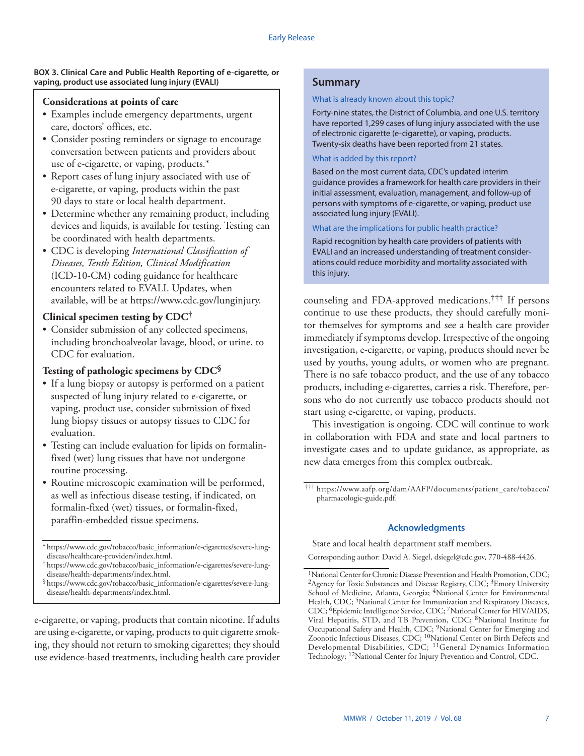**BOX 3. Clinical Care and Public Health Reporting of e-cigarette, or vaping, product use associated lung injury (EVALI)**

**Considerations at points of care**

- Examples include emergency departments, urgent care, doctors' offices, etc.
- Consider posting reminders or signage to encourage conversation between patients and providers about use of e-cigarette, or vaping, products.*
- Report cases of lung injury associated with use of e-cigarette, or vaping, products within the past 90 days to state or local health department.
- Determine whether any remaining product, including devices and liquids, is available for testing. Testing can be coordinated with health departments.
- CDC is developing *International Classification of Diseases, Tenth Edition, Clinical Modification* (ICD-10-CM) coding guidance for healthcare encounters related to EVALI. Updates, when available, will be at https://www.cdc.gov/lunginjury.

**Clinical specimen testing by CDC†**

- Consider submission of any collected specimens, including bronchoalveolar lavage, blood, or urine, to CDC for evaluation.

**Testing of pathologic specimens by CDC§**

- If a lung biopsy or autopsy is performed on a patient suspected of lung injury related to e-cigarette, or vaping, product use, consider submission of fixed lung biopsy tissues or autopsy tissues to CDC for evaluation.
- Testing can include evaluation for lipids on formalin-fixed (wet) lung tissues that have not undergone routine processing.
- Routine microscopic examination will be performed, as well as infectious disease testing, if indicated, on formalin-fixed (wet) tissues, or formalin-fixed, paraffin-embedded tissue specimens.

\* https://www.cdc.gov/tobacco/basic_information/e-cigarettes/severe-lung-disease/healthcare-providers/index.html.
† https://www.cdc.gov/tobacco/basic_information/e-cigarettes/severe-lung-disease/health-departments/index.html.
§ https://www.cdc.gov/tobacco/basic_information/e-cigarettes/severe-lung-disease/health-departments/index.html.

e-cigarette, or vaping, products that contain nicotine. If adults are using e-cigarette, or vaping, products to quit cigarette smoking, they should not return to smoking cigarettes; they should use evidence-based treatments, including health care provider counseling and FDA-approved medications.††† If persons continue to use these products, they should carefully monitor themselves for symptoms and see a health care provider immediately if symptoms develop. Irrespective of the ongoing investigation, e-cigarette, or vaping, products should never be used by youths, young adults, or women who are pregnant. There is no safe tobacco product, and the use of any tobacco products, including e-cigarettes, carries a risk. Therefore, persons who do not currently use tobacco products should not start using e-cigarette, or vaping, products.

This investigation is ongoing. CDC will continue to work in collaboration with FDA and state and local partners to investigate cases and to update guidance, as appropriate, as new data emerges from this complex outbreak.

††† https://www.aafp.org/dam/AAFP/documents/patient_care/tobacco/pharmacologic-guide.pdf.

## Summary

**What is already known about this topic?**

Forty-nine states, the District of Columbia, and one U.S. territory have reported 1,299 cases of lung injury associated with the use of electronic cigarette (e-cigarette), or vaping, products. Twenty-six deaths have been reported from 21 states.

**What is added by this report?**

Based on the most current data, CDC's updated interim guidance provides a framework for health care providers in their initial assessment, evaluation, management, and follow-up of persons with symptoms of e-cigarette, or vaping, product use associated lung injury (EVALI).

**What are the implications for public health practice?**

Rapid recognition by health care providers of patients with EVALI and an increased understanding of treatment considerations could reduce morbidity and mortality associated with this injury.

## Acknowledgments

State and local health department staff members.

Corresponding author: David A. Siegel, dsiegel@cdc.gov, 770-488-4426.

[1]National Center for Chronic Disease Prevention and Health Promotion, CDC; [2]Agency for Toxic Substances and Disease Registry, CDC; [3]Emory University School of Medicine, Atlanta, Georgia; [4]National Center for Environmental Health, CDC; [5]National Center for Immunization and Respiratory Diseases, CDC; [6]Epidemic Intelligence Service, CDC; [7]National Center for HIV/AIDS, Viral Hepatitis, STD, and TB Prevention, CDC; [8]National Institute for Occupational Safety and Health, CDC; [9]National Center for Emerging and Zoonotic Infectious Diseases, CDC; [10]National Center on Birth Defects and Developmental Disabilities, CDC; [11]General Dynamics Information Technology; [12]National Center for Injury Prevention and Control, CDC.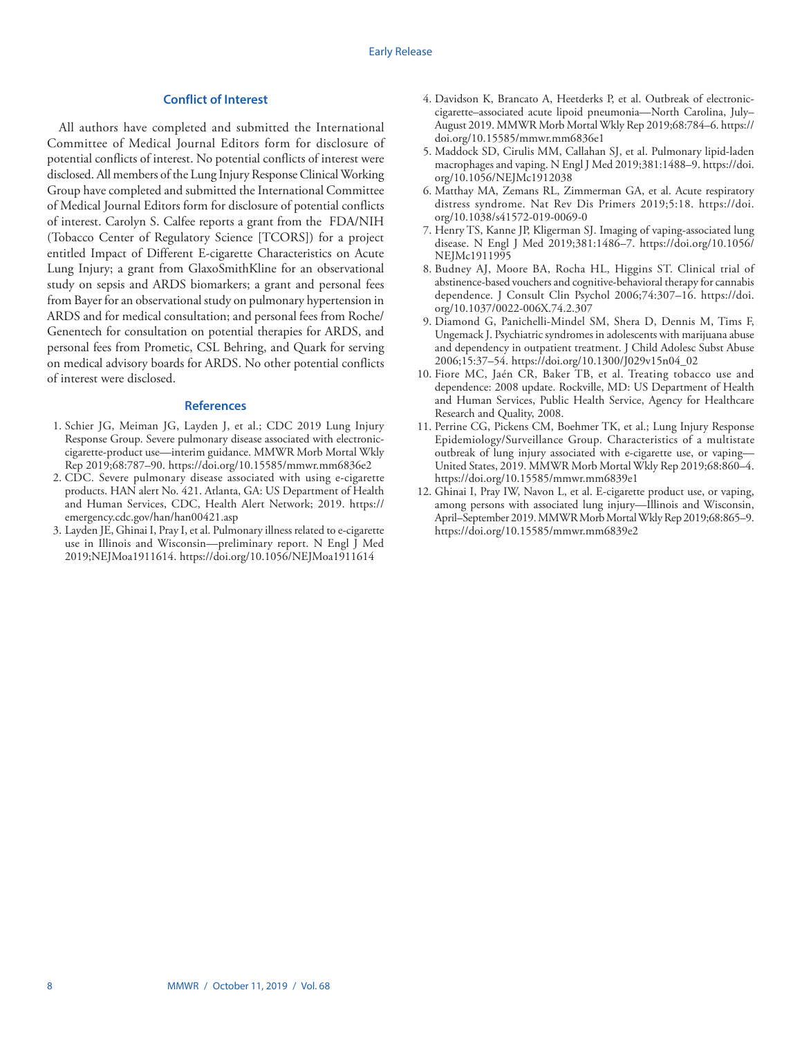## Conflict of Interest

All authors have completed and submitted the International Committee of Medical Journal Editors form for disclosure of potential conflicts of interest. No potential conflicts of interest were disclosed. All members of the Lung Injury Response Clinical Working Group have completed and submitted the International Committee of Medical Journal Editors form for disclosure of potential conflicts of interest. Carolyn S. Calfee reports a grant from the FDA/NIH (Tobacco Center of Regulatory Science [TCORS]) for a project entitled Impact of Different E-cigarette Characteristics on Acute Lung Injury; a grant from GlaxoSmithKline for an observational study on sepsis and ARDS biomarkers; a grant and personal fees from Bayer for an observational study on pulmonary hypertension in ARDS and for medical consultation; and personal fees from Roche/Genentech for consultation on potential therapies for ARDS, and personal fees from Prometic, CSL Behring, and Quark for serving on medical advisory boards for ARDS. No other potential conflicts of interest were disclosed.

## References

1. Schier JG, Meiman JG, Layden J, et al.; CDC 2019 Lung Injury Response Group. Severe pulmonary disease associated with electronic-cigarette-product use—interim guidance. MMWR Morb Mortal Wkly Rep 2019;68:787–90. https://doi.org/10.15585/mmwr.mm6836e2
2. CDC. Severe pulmonary disease associated with using e-cigarette products. HAN alert No. 421. Atlanta, GA: US Department of Health and Human Services, CDC, Health Alert Network; 2019. https://emergency.cdc.gov/han/han00421.asp
3. Layden JE, Ghinai I, Pray I, et al. Pulmonary illness related to e-cigarette use in Illinois and Wisconsin—preliminary report. N Engl J Med 2019;NEJMoa1911614. https://doi.org/10.1056/NEJMoa1911614
4. Davidson K, Brancato A, Heetderks P, et al. Outbreak of electronic-cigarette–associated acute lipoid pneumonia—North Carolina, July–August 2019. MMWR Morb Mortal Wkly Rep 2019;68:784–6. https://doi.org/10.15585/mmwr.mm6836e1
5. Maddock SD, Cirulis MM, Callahan SJ, et al. Pulmonary lipid-laden macrophages and vaping. N Engl J Med 2019;381:1488–9. https://doi.org/10.1056/NEJMc1912038
6. Matthay MA, Zemans RL, Zimmerman GA, et al. Acute respiratory distress syndrome. Nat Rev Dis Primers 2019;5:18. https://doi.org/10.1038/s41572-019-0069-0
7. Henry TS, Kanne JP, Kligerman SJ. Imaging of vaping-associated lung disease. N Engl J Med 2019;381:1486–7. https://doi.org/10.1056/NEJMc1911995
8. Budney AJ, Moore BA, Rocha HL, Higgins ST. Clinical trial of abstinence-based vouchers and cognitive-behavioral therapy for cannabis dependence. J Consult Clin Psychol 2006;74:307–16. https://doi.org/10.1037/0022-006X.74.2.307
9. Diamond G, Panichelli-Mindel SM, Shera D, Dennis M, Tims F, Ungemack J. Psychiatric syndromes in adolescents with marijuana abuse and dependency in outpatient treatment. J Child Adolesc Subst Abuse 2006;15:37–54. https://doi.org/10.1300/J029v15n04_02
10. Fiore MC, Jaén CR, Baker TB, et al. Treating tobacco use and dependence: 2008 update. Rockville, MD: US Department of Health and Human Services, Public Health Service, Agency for Healthcare Research and Quality, 2008.
11. Perrine CG, Pickens CM, Boehmer TK, et al.; Lung Injury Response Epidemiology/Surveillance Group. Characteristics of a multistate outbreak of lung injury associated with e-cigarette use, or vaping—United States, 2019. MMWR Morb Mortal Wkly Rep 2019;68:860–4. https://doi.org/10.15585/mmwr.mm6839e1
12. Ghinai I, Pray IW, Navon L, et al. E-cigarette product use, or vaping, among persons with associated lung injury—Illinois and Wisconsin, April–September 2019. MMWR Morb Mortal Wkly Rep 2019;68:865–9. https://doi.org/10.15585/mmwr.mm6839e2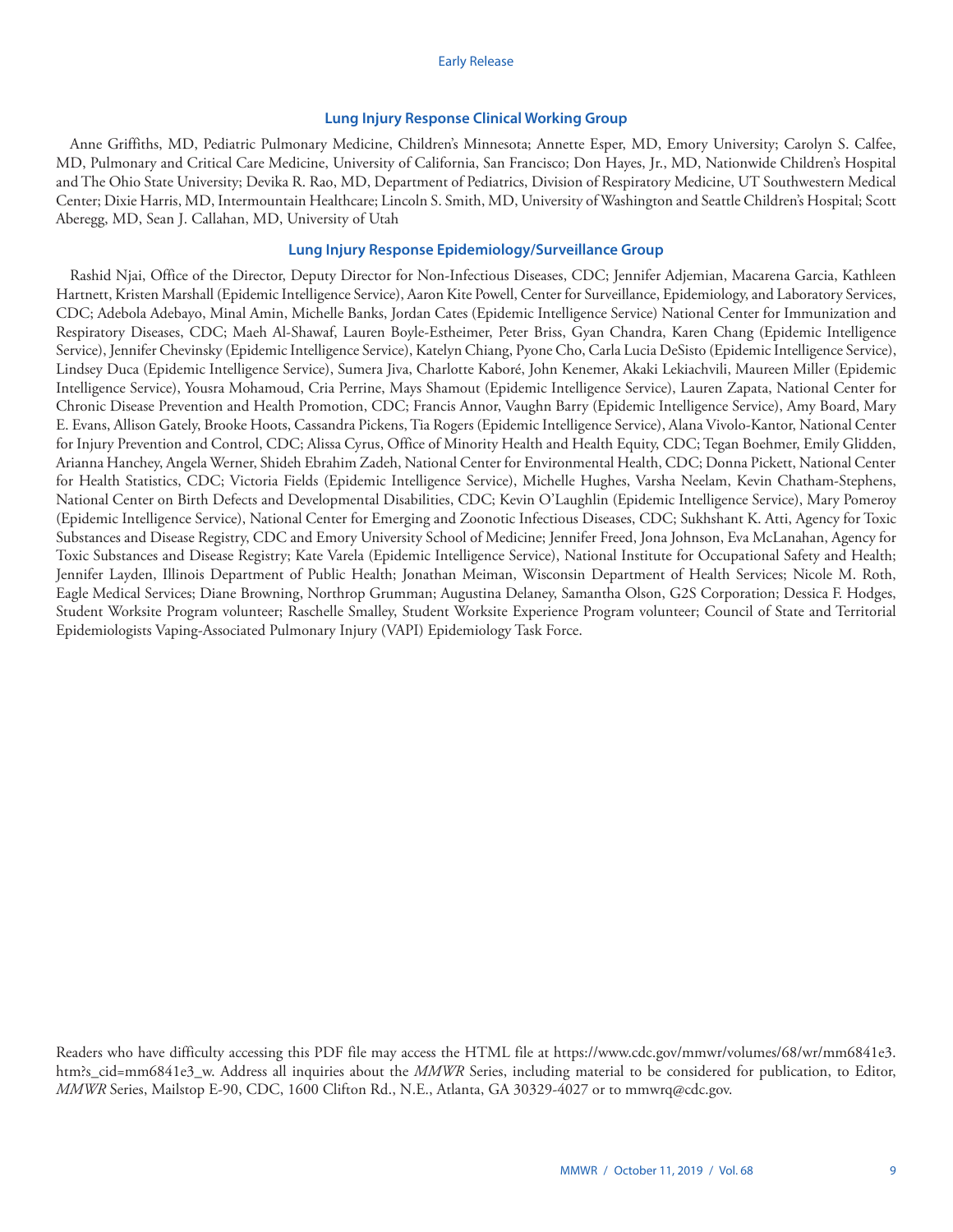## Lung Injury Response Clinical Working Group

Anne Griffiths, MD, Pediatric Pulmonary Medicine, Children's Minnesota; Annette Esper, MD, Emory University; Carolyn S. Calfee, MD, Pulmonary and Critical Care Medicine, University of California, San Francisco; Don Hayes, Jr., MD, Nationwide Children's Hospital and The Ohio State University; Devika R. Rao, MD, Department of Pediatrics, Division of Respiratory Medicine, UT Southwestern Medical Center; Dixie Harris, MD, Intermountain Healthcare; Lincoln S. Smith, MD, University of Washington and Seattle Children's Hospital; Scott Aberegg, MD, Sean J. Callahan, MD, University of Utah

## Lung Injury Response Epidemiology/Surveillance Group

Rashid Njai, Office of the Director, Deputy Director for Non-Infectious Diseases, CDC; Jennifer Adjemian, Macarena Garcia, Kathleen Hartnett, Kristen Marshall (Epidemic Intelligence Service), Aaron Kite Powell, Center for Surveillance, Epidemiology, and Laboratory Services, CDC; Adebola Adebayo, Minal Amin, Michelle Banks, Jordan Cates (Epidemic Intelligence Service) National Center for Immunization and Respiratory Diseases, CDC; Maeh Al-Shawaf, Lauren Boyle-Estheimer, Peter Briss, Gyan Chandra, Karen Chang (Epidemic Intelligence Service), Jennifer Chevinsky (Epidemic Intelligence Service), Katelyn Chiang, Pyone Cho, Carla Lucia DeSisto (Epidemic Intelligence Service), Lindsey Duca (Epidemic Intelligence Service), Sumera Jiva, Charlotte Kaboré, John Kenemer, Akaki Lekiachvili, Maureen Miller (Epidemic Intelligence Service), Yousra Mohamoud, Cria Perrine, Mays Shamout (Epidemic Intelligence Service), Lauren Zapata, National Center for Chronic Disease Prevention and Health Promotion, CDC; Francis Annor, Vaughn Barry (Epidemic Intelligence Service), Amy Board, Mary E. Evans, Allison Gately, Brooke Hoots, Cassandra Pickens, Tia Rogers (Epidemic Intelligence Service), Alana Vivolo-Kantor, National Center for Injury Prevention and Control, CDC; Alissa Cyrus, Office of Minority Health and Health Equity, CDC; Tegan Boehmer, Emily Glidden, Arianna Hanchey, Angela Werner, Shideh Ebrahim Zadeh, National Center for Environmental Health, CDC; Donna Pickett, National Center for Health Statistics, CDC; Victoria Fields (Epidemic Intelligence Service), Michelle Hughes, Varsha Neelam, Kevin Chatham-Stephens, National Center on Birth Defects and Developmental Disabilities, CDC; Kevin O'Laughlin (Epidemic Intelligence Service), Mary Pomeroy (Epidemic Intelligence Service), National Center for Emerging and Zoonotic Infectious Diseases, CDC; Sukhshant K. Atti, Agency for Toxic Substances and Disease Registry, CDC and Emory University School of Medicine; Jennifer Freed, Jona Johnson, Eva McLanahan, Agency for Toxic Substances and Disease Registry; Kate Varela (Epidemic Intelligence Service), National Institute for Occupational Safety and Health; Jennifer Layden, Illinois Department of Public Health; Jonathan Meiman, Wisconsin Department of Health Services; Nicole M. Roth, Eagle Medical Services; Diane Browning, Northrop Grumman; Augustina Delaney, Samantha Olson, G2S Corporation; Dessica F. Hodges, Student Worksite Program volunteer; Raschelle Smalley, Student Worksite Experience Program volunteer; Council of State and Territorial Epidemiologists Vaping-Associated Pulmonary Injury (VAPI) Epidemiology Task Force.

Readers who have difficulty accessing this PDF file may access the HTML file at https://www.cdc.gov/mmwr/volumes/68/wr/mm6841e3.htm?s_cid=mm6841e3_w. Address all inquiries about the *MMWR* Series, including material to be considered for publication, to Editor, *MMWR* Series, Mailstop E-90, CDC, 1600 Clifton Rd., N.E., Atlanta, GA 30329-4027 or to mmwrq@cdc.gov.